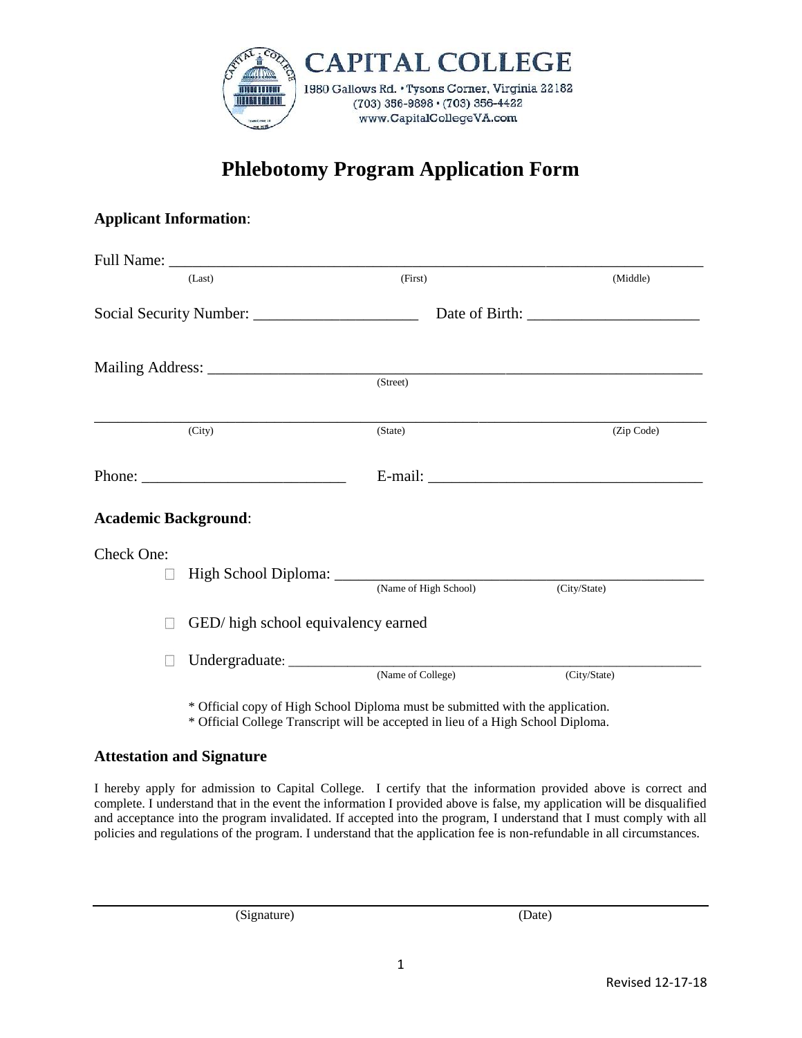**CAPITAL COLLEGE**
1980 Gallows Rd. • Tysons Corner, Virginia 22182
(703) 356-9898 • (703) 356-4422
www.CapitalCollegeVA.com

# Phlebotomy Program Application Form

## Applicant Information:

Full Name: ______________________________________________________________________
(Last) (First) (Middle)

Social Security Number: _____________________ Date of Birth: ______________________

Mailing Address: ____________________________________________________________
(Street)

______________________________________________________________________________
(City) (State) (Zip Code)

Phone: __________________________ E-mail: ___________________________________

## Academic Background:

Check One:

- ☐ High School Diploma: ______________________________________________
  (Name of High School) (City/State)
- ☐ GED/ high school equivalency earned
- ☐ Undergraduate: ___________________________________________________
  (Name of College) (City/State)

\* Official copy of High School Diploma must be submitted with the application.
\* Official College Transcript will be accepted in lieu of a High School Diploma.

## Attestation and Signature

I hereby apply for admission to Capital College. I certify that the information provided above is correct and complete. I understand that in the event the information I provided above is false, my application will be disqualified and acceptance into the program invalidated. If accepted into the program, I understand that I must comply with all policies and regulations of the program. I understand that the application fee is non-refundable in all circumstances.

______________________________________________________________________________
(Signature) (Date)

Revised 12-17-18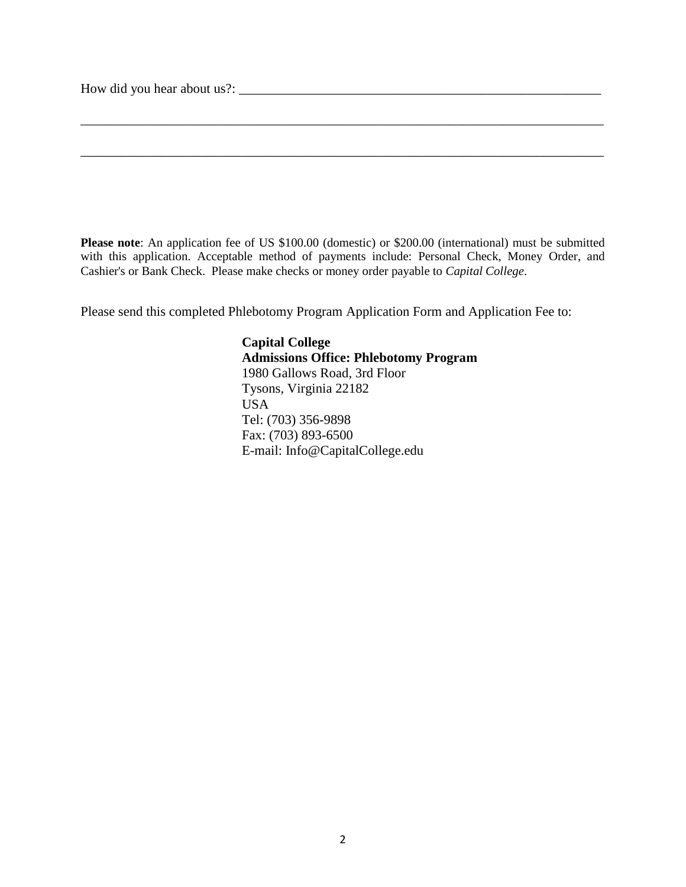How did you hear about us?: _______________________________________________________

________________________________________________________________________________

________________________________________________________________________________

**Please note**: An application fee of US $100.00 (domestic) or $200.00 (international) must be submitted with this application. Acceptable method of payments include: Personal Check, Money Order, and Cashier's or Bank Check. Please make checks or money order payable to *Capital College*.

Please send this completed Phlebotomy Program Application Form and Application Fee to:

**Capital College**
**Admissions Office: Phlebotomy Program**
1980 Gallows Road, 3rd Floor
Tysons, Virginia 22182
USA
Tel: (703) 356-9898
Fax: (703) 893-6500
E-mail: Info@CapitalCollege.edu